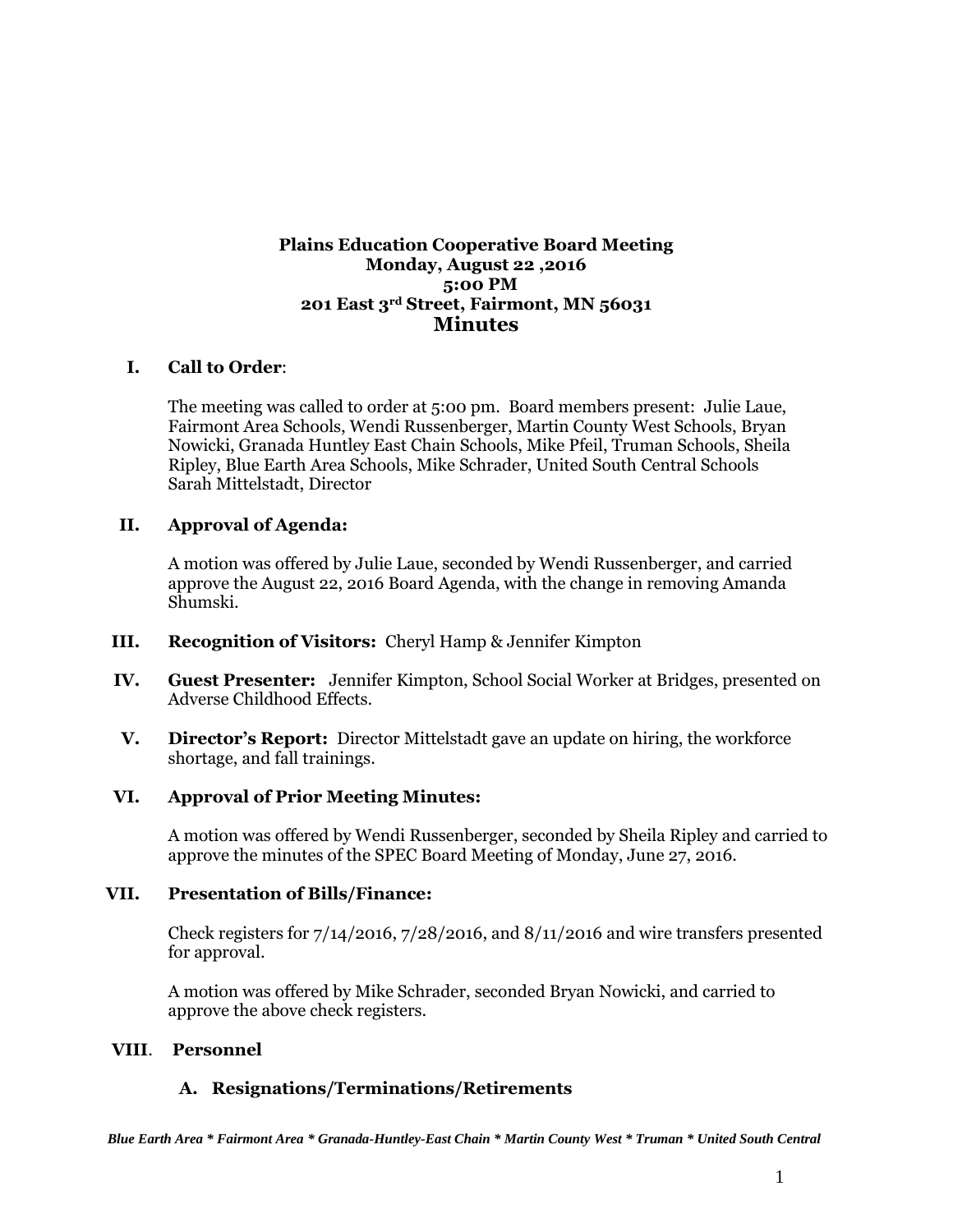**Plains Education Cooperative Board Meeting**
**Monday, August 22 ,2016**
**5:00 PM**
**201 East 3rd Street, Fairmont, MN 56031**

# Minutes

## I. Call to Order:

The meeting was called to order at 5:00 pm. Board members present: Julie Laue, Fairmont Area Schools, Wendi Russenberger, Martin County West Schools, Bryan Nowicki, Granada Huntley East Chain Schools, Mike Pfeil, Truman Schools, Sheila Ripley, Blue Earth Area Schools, Mike Schrader, United South Central Schools Sarah Mittelstadt, Director

## II. Approval of Agenda:

A motion was offered by Julie Laue, seconded by Wendi Russenberger, and carried approve the August 22, 2016 Board Agenda, with the change in removing Amanda Shumski.

## III. Recognition of Visitors: Cheryl Hamp & Jennifer Kimpton

## IV. Guest Presenter: Jennifer Kimpton, School Social Worker at Bridges, presented on Adverse Childhood Effects.

## V. Director's Report: Director Mittelstadt gave an update on hiring, the workforce shortage, and fall trainings.

## VI. Approval of Prior Meeting Minutes:

A motion was offered by Wendi Russenberger, seconded by Sheila Ripley and carried to approve the minutes of the SPEC Board Meeting of Monday, June 27, 2016.

## VII. Presentation of Bills/Finance:

Check registers for 7/14/2016, 7/28/2016, and 8/11/2016 and wire transfers presented for approval.

A motion was offered by Mike Schrader, seconded Bryan Nowicki, and carried to approve the above check registers.

## VIII. Personnel

### A. Resignations/Terminations/Retirements

*Blue Earth Area * Fairmont Area * Granada-Huntley-East Chain * Martin County West * Truman * United South Central*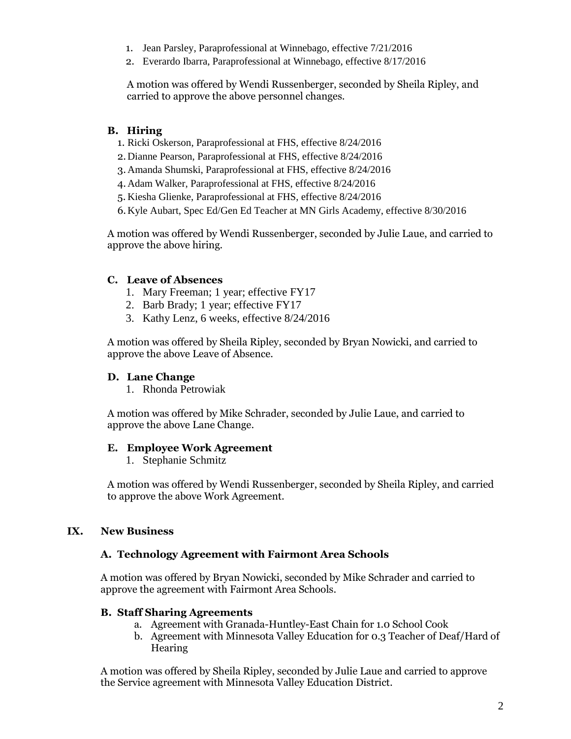1. Jean Parsley, Paraprofessional at Winnebago, effective 7/21/2016
2. Everardo Ibarra, Paraprofessional at Winnebago, effective 8/17/2016

A motion was offered by Wendi Russenberger, seconded by Sheila Ripley, and carried to approve the above personnel changes.

### B. Hiring

1. Ricki Oskerson, Paraprofessional at FHS, effective 8/24/2016
2. Dianne Pearson, Paraprofessional at FHS, effective 8/24/2016
3. Amanda Shumski, Paraprofessional at FHS, effective 8/24/2016
4. Adam Walker, Paraprofessional at FHS, effective 8/24/2016
5. Kiesha Glienke, Paraprofessional at FHS, effective 8/24/2016
6. Kyle Aubart, Spec Ed/Gen Ed Teacher at MN Girls Academy, effective 8/30/2016

A motion was offered by Wendi Russenberger, seconded by Julie Laue, and carried to approve the above hiring.

### C. Leave of Absences

1. Mary Freeman; 1 year; effective FY17
2. Barb Brady; 1 year; effective FY17
3. Kathy Lenz, 6 weeks, effective 8/24/2016

A motion was offered by Sheila Ripley, seconded by Bryan Nowicki, and carried to approve the above Leave of Absence.

### D. Lane Change

1. Rhonda Petrowiak

A motion was offered by Mike Schrader, seconded by Julie Laue, and carried to approve the above Lane Change.

### E. Employee Work Agreement

1. Stephanie Schmitz

A motion was offered by Wendi Russenberger, seconded by Sheila Ripley, and carried to approve the above Work Agreement.

## IX. New Business

### A. Technology Agreement with Fairmont Area Schools

A motion was offered by Bryan Nowicki, seconded by Mike Schrader and carried to approve the agreement with Fairmont Area Schools.

### B. Staff Sharing Agreements

a. Agreement with Granada-Huntley-East Chain for 1.0 School Cook
b. Agreement with Minnesota Valley Education for 0.3 Teacher of Deaf/Hard of Hearing

A motion was offered by Sheila Ripley, seconded by Julie Laue and carried to approve the Service agreement with Minnesota Valley Education District.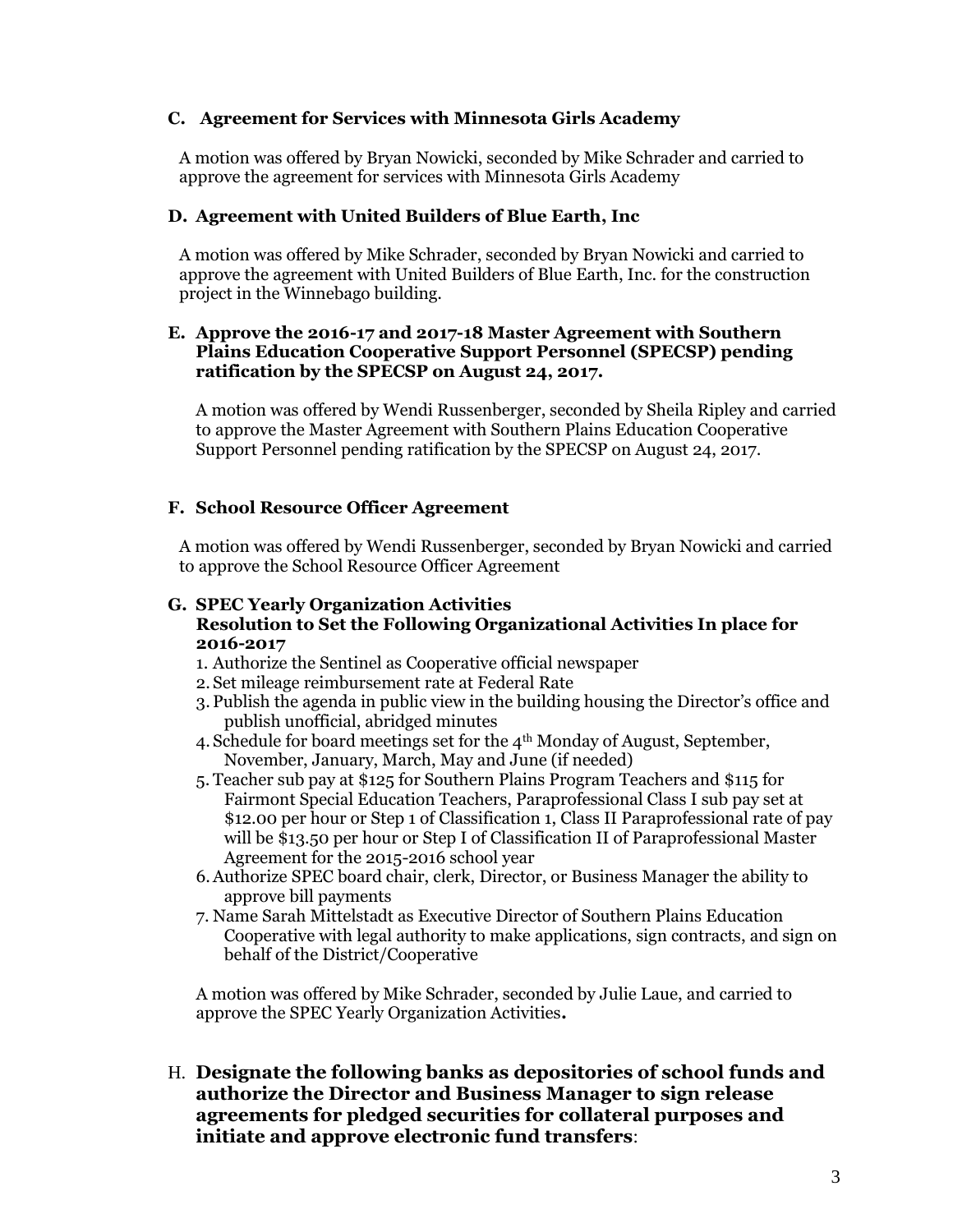**C. Agreement for Services with Minnesota Girls Academy**

A motion was offered by Bryan Nowicki, seconded by Mike Schrader and carried to approve the agreement for services with Minnesota Girls Academy

**D. Agreement with United Builders of Blue Earth, Inc**

A motion was offered by Mike Schrader, seconded by Bryan Nowicki and carried to approve the agreement with United Builders of Blue Earth, Inc. for the construction project in the Winnebago building.

**E. Approve the 2016-17 and 2017-18 Master Agreement with Southern Plains Education Cooperative Support Personnel (SPECSP) pending ratification by the SPECSP on August 24, 2017.**

A motion was offered by Wendi Russenberger, seconded by Sheila Ripley and carried to approve the Master Agreement with Southern Plains Education Cooperative Support Personnel pending ratification by the SPECSP on August 24, 2017.

**F. School Resource Officer Agreement**

A motion was offered by Wendi Russenberger, seconded by Bryan Nowicki and carried to approve the School Resource Officer Agreement

**G. SPEC Yearly Organization Activities**
**Resolution to Set the Following Organizational Activities In place for 2016-2017**

1. Authorize the Sentinel as Cooperative official newspaper
2. Set mileage reimbursement rate at Federal Rate
3. Publish the agenda in public view in the building housing the Director's office and publish unofficial, abridged minutes
4. Schedule for board meetings set for the 4th Monday of August, September, November, January, March, May and June (if needed)
5. Teacher sub pay at $125 for Southern Plains Program Teachers and $115 for Fairmont Special Education Teachers, Paraprofessional Class I sub pay set at $12.00 per hour or Step 1 of Classification 1, Class II Paraprofessional rate of pay will be $13.50 per hour or Step I of Classification II of Paraprofessional Master Agreement for the 2015-2016 school year
6. Authorize SPEC board chair, clerk, Director, or Business Manager the ability to approve bill payments
7. Name Sarah Mittelstadt as Executive Director of Southern Plains Education Cooperative with legal authority to make applications, sign contracts, and sign on behalf of the District/Cooperative

A motion was offered by Mike Schrader, seconded by Julie Laue, and carried to approve the SPEC Yearly Organization Activities**.**

H. **Designate the following banks as depositories of school funds and authorize the Director and Business Manager to sign release agreements for pledged securities for collateral purposes and initiate and approve electronic fund transfers**: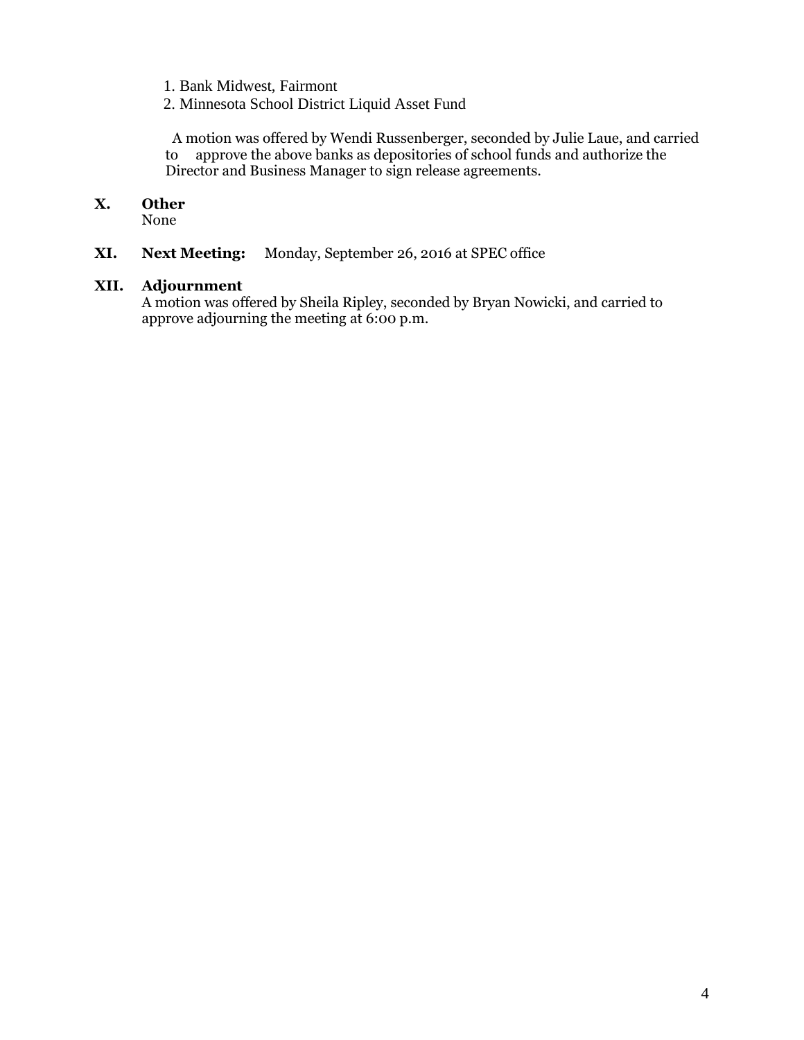1. Bank Midwest, Fairmont
2. Minnesota School District Liquid Asset Fund

A motion was offered by Wendi Russenberger, seconded by Julie Laue, and carried to approve the above banks as depositories of school funds and authorize the Director and Business Manager to sign release agreements.

**X. Other**

None

**XI. Next Meeting:** Monday, September 26, 2016 at SPEC office

**XII. Adjournment**

A motion was offered by Sheila Ripley, seconded by Bryan Nowicki, and carried to approve adjourning the meeting at 6:00 p.m.